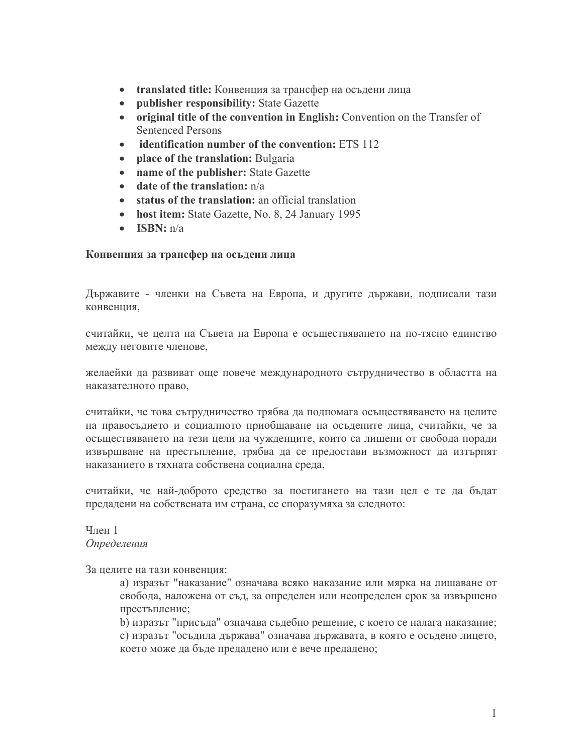- **translated title:** Конвенция за трансфер на осъдени лица
- **publisher responsibility:** State Gazette
- **original title of the convention in English:** Convention on the Transfer of Sentenced Persons
- **identification number of the convention:** ETS 112
- **place of the translation:** Bulgaria
- **name of the publisher:** State Gazette
- **date of the translation:** n/a
- **status of the translation:** an official translation
- **host item:** State Gazette, No. 8, 24 January 1995
- **ISBN:** n/a

**Конвенция за трансфер на осъдени лица**

Държавите - членки на Съвета на Европа, и другите държави, подписали тази конвенция,

считайки, че целта на Съвета на Европа е осъществяването на по-тясно единство между неговите членове,

желаейки да развиват още повече международното сътрудничество в областта на наказателното право,

считайки, че това сътрудничество трябва да подпомага осъществяването на целите на правосъдието и социалното приобщаване на осъдените лица, считайки, че за осъществяването на тези цели на чужденците, които са лишени от свобода поради извършване на престъпление, трябва да се предостави възможност да изтърпят наказанието в тяхната собствена социална среда,

считайки, че най-доброто средство за постигането на тази цел е те да бъдат предадени на собствената им страна, се споразумяха за следното:

Член 1
*Определения*

За целите на тази конвенция:

a) изразът "наказание" означава всяко наказание или мярка на лишаване от свобода, наложена от съд, за определен или неопределен срок за извършено престъпление;

b) изразът "присъда" означава съдебно решение, с което се налага наказание;

c) изразът "осъдила държава" означава държавата, в която е осъдено лицето, което може да бъде предадено или е вече предадено;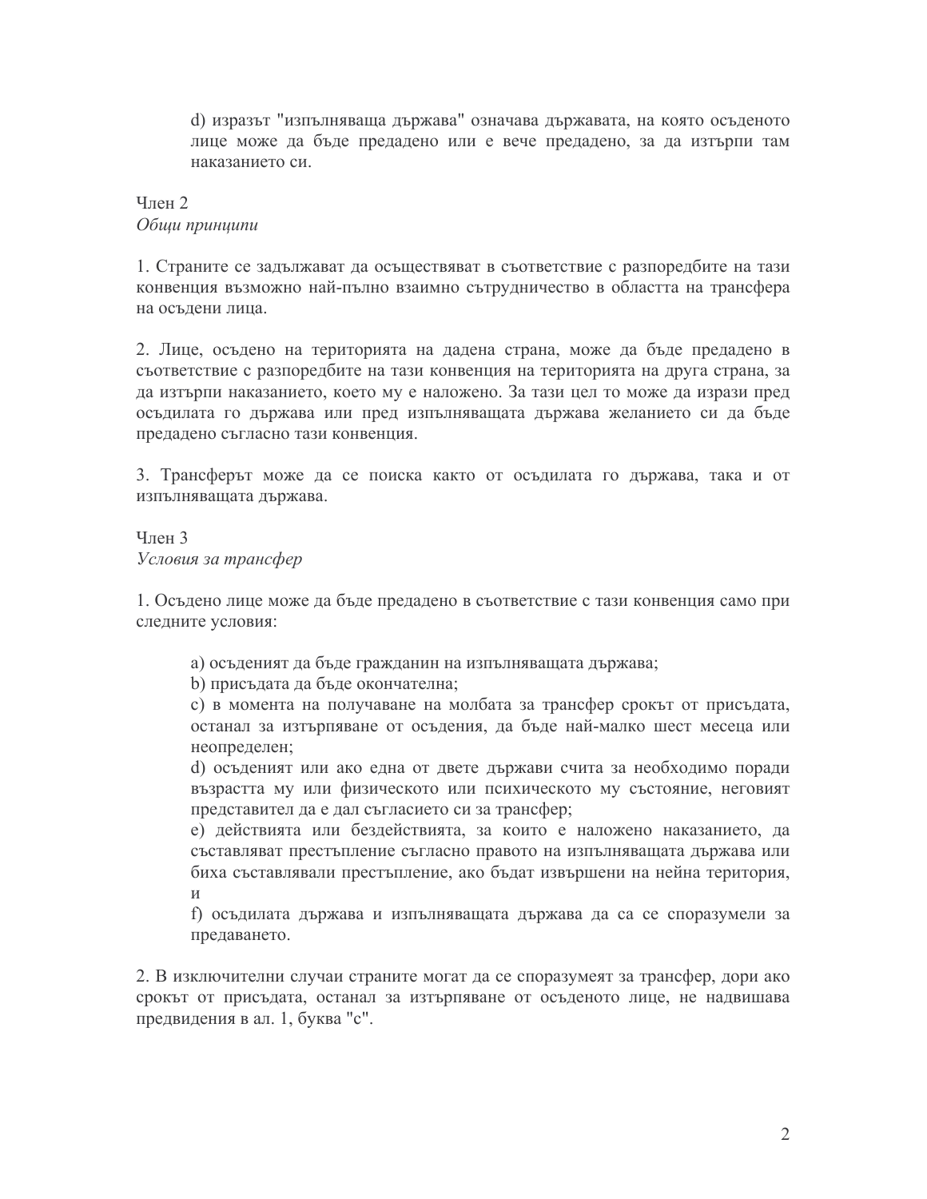d) изразът "изпълняваща държава" означава държавата, на която осъденото лице може да бъде предадено или е вече предадено, за да изтърпи там наказанието си.

Член 2
*Общи принципи*

1. Страните се задължават да осъществяват в съответствие с разпоредбите на тази конвенция възможно най-пълно взаимно сътрудничество в областта на трансфера на осъдени лица.

2. Лице, осъдено на територията на дадена страна, може да бъде предадено в съответствие с разпоредбите на тази конвенция на територията на друга страна, за да изтърпи наказанието, което му е наложено. За тази цел то може да изрази пред осъдилата го държава или пред изпълняващата държава желанието си да бъде предадено съгласно тази конвенция.

3. Трансферът може да се поиска както от осъдилата го държава, така и от изпълняващата държава.

Член 3
*Условия за трансфер*

1. Осъдено лице може да бъде предадено в съответствие с тази конвенция само при следните условия:

a) осъденият да бъде гражданин на изпълняващата държава;
b) присъдата да бъде окончателна;
c) в момента на получаване на молбата за трансфер срокът от присъдата, останал за изтърпяване от осъдения, да бъде най-малко шест месеца или неопределен;
d) осъденият или ако една от двете държави счита за необходимо поради възрастта му или физическото или психическото му състояние, неговият представител да е дал съгласието си за трансфер;
e) действията или бездействията, за които е наложено наказанието, да съставляват престъпление съгласно правото на изпълняващата държава или биха съставлявали престъпление, ако бъдат извършени на нейна територия, и
f) осъдилата държава и изпълняващата държава да са се споразумели за предаването.

2. В изключителни случаи страните могат да се споразумеят за трансфер, дори ако срокът от присъдата, останал за изтърпяване от осъденото лице, не надвишава предвидения в ал. 1, буква "c".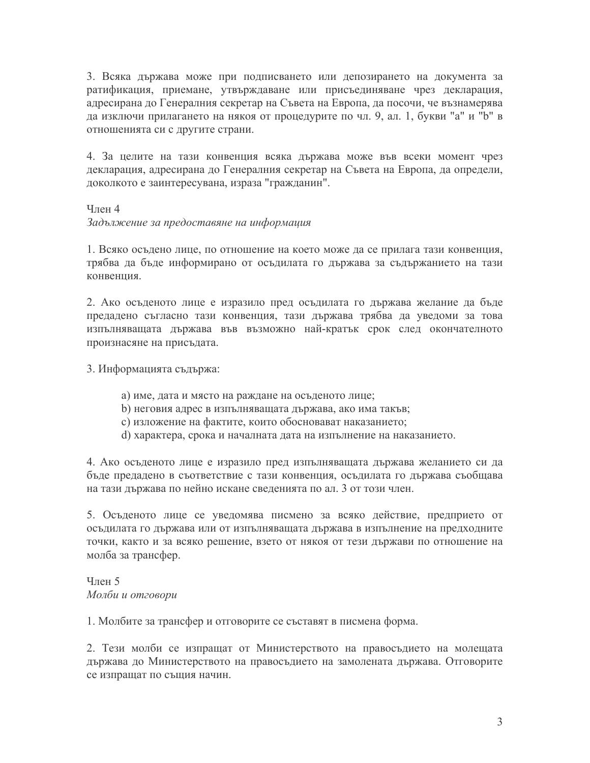3. Всяка държава може при подписването или депозирането на документа за ратификация, приемане, утвърждаване или присъединяване чрез декларация, адресирана до Генералния секретар на Съвета на Европа, да посочи, че възнамерява да изключи прилагането на някоя от процедурите по чл. 9, ал. 1, букви "a" и "b" в отношенията си с другите страни.

4. За целите на тази конвенция всяка държава може във всеки момент чрез декларация, адресирана до Генералния секретар на Съвета на Европа, да определи, доколкото е заинтересувана, израза "гражданин".

Член 4
*Задължение за предоставяне на информация*

1. Всяко осъдено лице, по отношение на което може да се прилага тази конвенция, трябва да бъде информирано от осъдилата го държава за съдържанието на тази конвенция.

2. Ако осъденото лице е изразило пред осъдилата го държава желание да бъде предадено съгласно тази конвенция, тази държава трябва да уведоми за това изпълняващата държава във възможно най-кратък срок след окончателното произнасяне на присъдата.

3. Информацията съдържа:

a) име, дата и място на раждане на осъденото лице;
b) неговия адрес в изпълняващата държава, ако има такъв;
c) изложение на фактите, които обосновават наказанието;
d) характера, срока и началната дата на изпълнение на наказанието.

4. Ако осъденото лице е изразило пред изпълняващата държава желанието си да бъде предадено в съответствие с тази конвенция, осъдилата го държава съобщава на тази държава по нейно искане сведенията по ал. 3 от този член.

5. Осъденото лице се уведомява писмено за всяко действие, предприето от осъдилата го държава или от изпълняващата държава в изпълнение на предходните точки, както и за всяко решение, взето от някоя от тези държави по отношение на молба за трансфер.

Член 5
*Молби и отговори*

1. Молбите за трансфер и отговорите се съставят в писмена форма.

2. Тези молби се изпращат от Министерството на правосъдието на молещата държава до Министерството на правосъдието на замолената държава. Отговорите се изпращат по същия начин.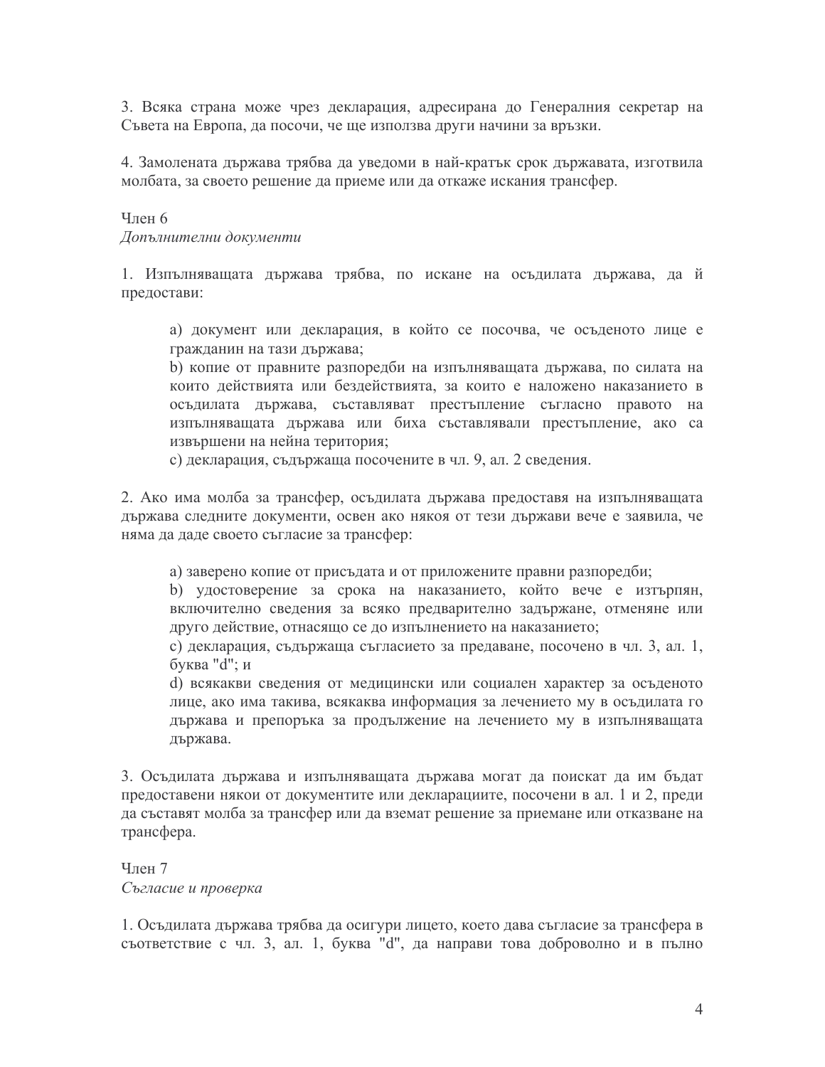3. Всяка страна може чрез декларация, адресирана до Генералния секретар на Съвета на Европа, да посочи, че ще използва други начини за връзки.

4. Замолената държава трябва да уведоми в най-кратък срок държавата, изготвила молбата, за своето решение да приеме или да откаже искания трансфер.

Член 6
*Допълнителни документи*

1. Изпълняващата държава трябва, по искане на осъдилата държава, да й предостави:

> a) документ или декларация, в който се посочва, че осъденото лице е гражданин на тази държава;
> b) копие от правните разпоредби на изпълняващата държава, по силата на които действията или бездействията, за които е наложено наказанието в осъдилата държава, съставляват престъпление съгласно правото на изпълняващата държава или биха съставлявали престъпление, ако са извършени на нейна територия;
> c) декларация, съдържаща посочените в чл. 9, ал. 2 сведения.

2. Ако има молба за трансфер, осъдилата държава предоставя на изпълняващата държава следните документи, освен ако някоя от тези държави вече е заявила, че няма да даде своето съгласие за трансфер:

> a) заверено копие от присъдата и от приложените правни разпоредби;
> b) удостоверение за срока на наказанието, който вече е изтърпян, включително сведения за всяко предварително задържане, отменяне или друго действие, отнасящо се до изпълнението на наказанието;
> c) декларация, съдържаща съгласието за предаване, посочено в чл. 3, ал. 1, буква "d"; и
> d) всякакви сведения от медицински или социален характер за осъденото лице, ако има такива, всякаква информация за лечението му в осъдилата го държава и препоръка за продължение на лечението му в изпълняващата държава.

3. Осъдилата държава и изпълняващата държава могат да поискат да им бъдат предоставени някои от документите или декларациите, посочени в ал. 1 и 2, преди да съставят молба за трансфер или да вземат решение за приемане или отказване на трансфера.

Член 7
*Съгласие и проверка*

1. Осъдилата държава трябва да осигури лицето, което дава съгласие за трансфера в съответствие с чл. 3, ал. 1, буква "d", да направи това доброволно и в пълно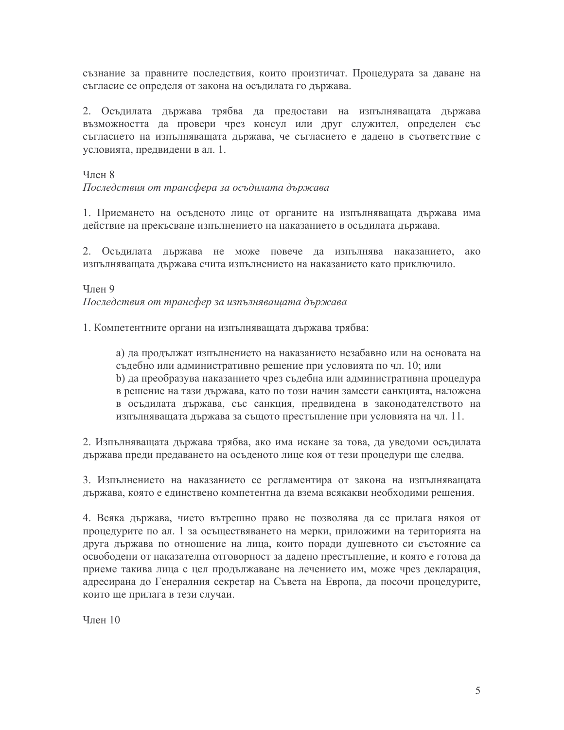съзнание за правните последствия, които произтичат. Процедурата за даване на съгласие се определя от закона на осъдилата го държава.

2. Осъдилата държава трябва да предостави на изпълняващата държава възможността да провери чрез консул или друг служител, определен със съгласието на изпълняващата държава, че съгласието е дадено в съответствие с условията, предвидени в ал. 1.

Член 8

*Последствия от трансфера за осъдилата държава*

1. Приемането на осъденото лице от органите на изпълняващата държава има действие на прекъсване изпълнението на наказанието в осъдилата държава.

2. Осъдилата държава не може повече да изпълнява наказанието, ако изпълняващата държава счита изпълнението на наказанието като приключило.

Член 9

*Последствия от трансфер за изпълняващата държава*

1. Компетентните органи на изпълняващата държава трябва:

> a) да продължат изпълнението на наказанието незабавно или на основата на съдебно или административно решение при условията по чл. 10; или
> b) да преобразува наказанието чрез съдебна или административна процедура в решение на тази държава, като по този начин замести санкцията, наложена в осъдилата държава, със санкция, предвидена в законодателството на изпълняващата държава за същото престъпление при условията на чл. 11.

2. Изпълняващата държава трябва, ако има искане за това, да уведоми осъдилата държава преди предаването на осъденото лице коя от тези процедури ще следва.

3. Изпълнението на наказанието се регламентира от закона на изпълняващата държава, която е единствено компетентна да взема всякакви необходими решения.

4. Всяка държава, чието вътрешно право не позволява да се прилага някоя от процедурите по ал. 1 за осъществяването на мерки, приложими на територията на друга държава по отношение на лица, които поради душевното си състояние са освободени от наказателна отговорност за дадено престъпление, и която е готова да приеме такива лица с цел продължаване на лечението им, може чрез декларация, адресирана до Генералния секретар на Съвета на Европа, да посочи процедурите, които ще прилага в тези случаи.

Член 10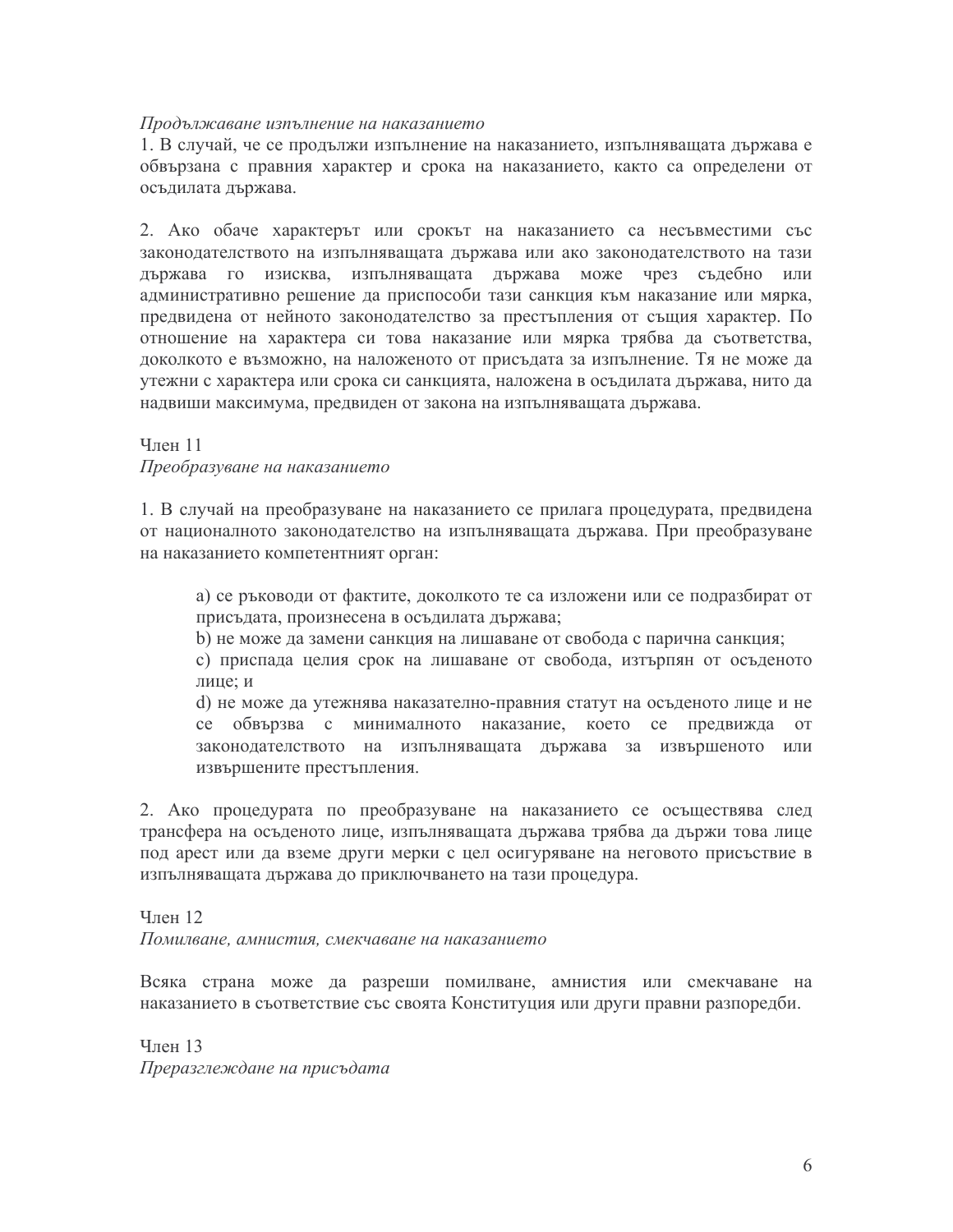*Продължаване изпълнение на наказанието*

1. В случай, че се продължи изпълнение на наказанието, изпълняващата държава е обвързана с правния характер и срока на наказанието, както са определени от осъдилата държава.

2. Ако обаче характерът или срокът на наказанието са несъвместими със законодателството на изпълняващата държава или ако законодателството на тази държава го изисква, изпълняващата държава може чрез съдебно или административно решение да приспособи тази санкция към наказание или мярка, предвидена от нейното законодателство за престъпления от същия характер. По отношение на характера си това наказание или мярка трябва да съответства, доколкото е възможно, на наложеното от присъдата за изпълнение. Тя не може да утежни с характера или срока си санкцията, наложена в осъдилата държава, нито да надвиши максимума, предвиден от закона на изпълняващата държава.

Член 11

*Преобразуване на наказанието*

1. В случай на преобразуване на наказанието се прилага процедурата, предвидена от националното законодателство на изпълняващата държава. При преобразуване на наказанието компетентният орган:

> a) се ръководи от фактите, доколкото те са изложени или се подразбират от присъдата, произнесена в осъдилата държава;
> b) не може да замени санкция на лишаване от свобода с парична санкция;
> c) приспада целия срок на лишаване от свобода, изтърпян от осъденото лице; и
> d) не може да утежнява наказателно-правния статут на осъденото лице и не се обвързва с минималното наказание, което се предвижда от законодателството на изпълняващата държава за извършеното или извършените престъпления.

2. Ако процедурата по преобразуване на наказанието се осъществява след трансфера на осъденото лице, изпълняващата държава трябва да държи това лице под арест или да вземе други мерки с цел осигуряване на неговото присъствие в изпълняващата държава до приключването на тази процедура.

Член 12

*Помилване, амнистия, смекчаване на наказанието*

Всяка страна може да разреши помилване, амнистия или смекчаване на наказанието в съответствие със своята Конституция или други правни разпоредби.

Член 13

*Преразглеждане на присъдата*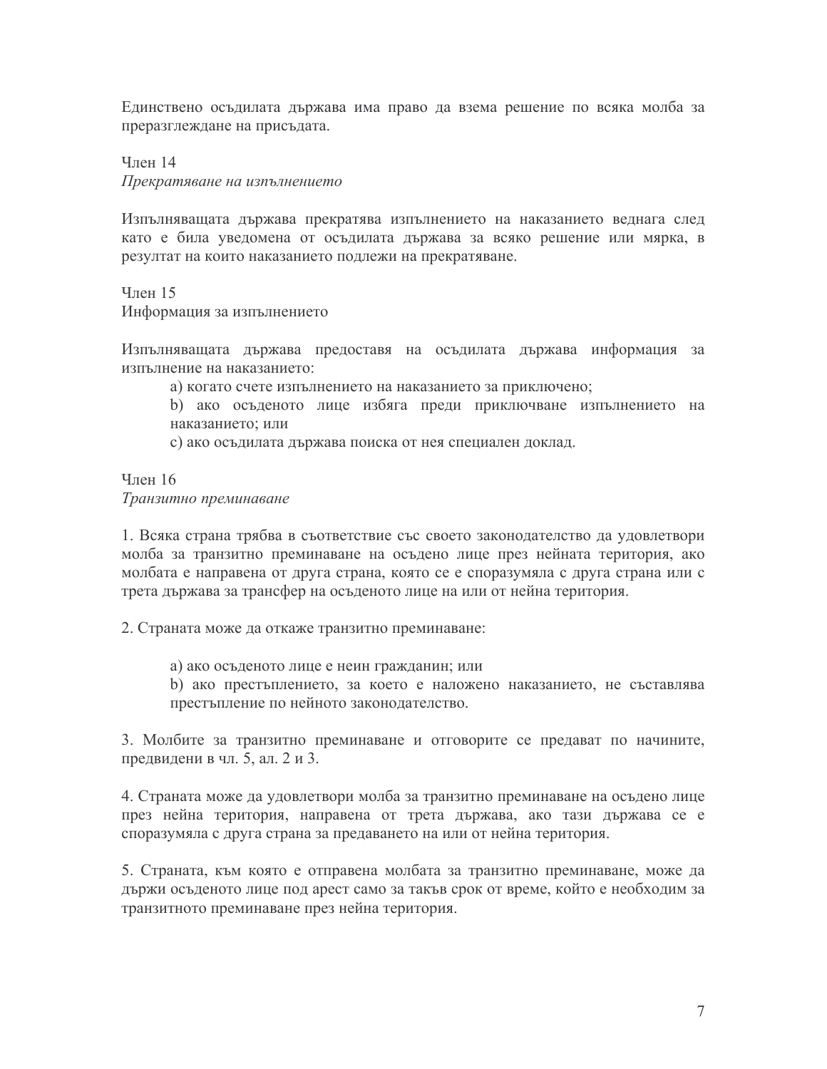Единствено осъдилата държава има право да взема решение по всяка молба за преразглеждане на присъдата.

Член 14
*Прекратяване на изпълнението*

Изпълняващата държава прекратява изпълнението на наказанието веднага след като е била уведомена от осъдилата държава за всяко решение или мярка, в резултат на които наказанието подлежи на прекратяване.

Член 15
Информация за изпълнението

Изпълняващата държава предоставя на осъдилата държава информация за изпълнение на наказанието:

a) когато счете изпълнението на наказанието за приключено;

b) ако осъденото лице избяга преди приключване изпълнението на наказанието; или

c) ако осъдилата държава поиска от нея специален доклад.

Член 16
*Транзитно преминаване*

1. Всяка страна трябва в съответствие със своето законодателство да удовлетвори молба за транзитно преминаване на осъдено лице през нейната територия, ако молбата е направена от друга страна, която се е споразумяла с друга страна или с трета държава за трансфер на осъденото лице на или от нейна територия.

2. Страната може да откаже транзитно преминаване:

a) ако осъденото лице е неин гражданин; или

b) ако престъплението, за което е наложено наказанието, не съставлява престъпление по нейното законодателство.

3. Молбите за транзитно преминаване и отговорите се предават по начините, предвидени в чл. 5, ал. 2 и 3.

4. Страната може да удовлетвори молба за транзитно преминаване на осъдено лице през нейна територия, направена от трета държава, ако тази държава се е споразумяла с друга страна за предаването на или от нейна територия.

5. Страната, към която е отправена молбата за транзитно преминаване, може да държи осъденото лице под арест само за такъв срок от време, който е необходим за транзитното преминаване през нейна територия.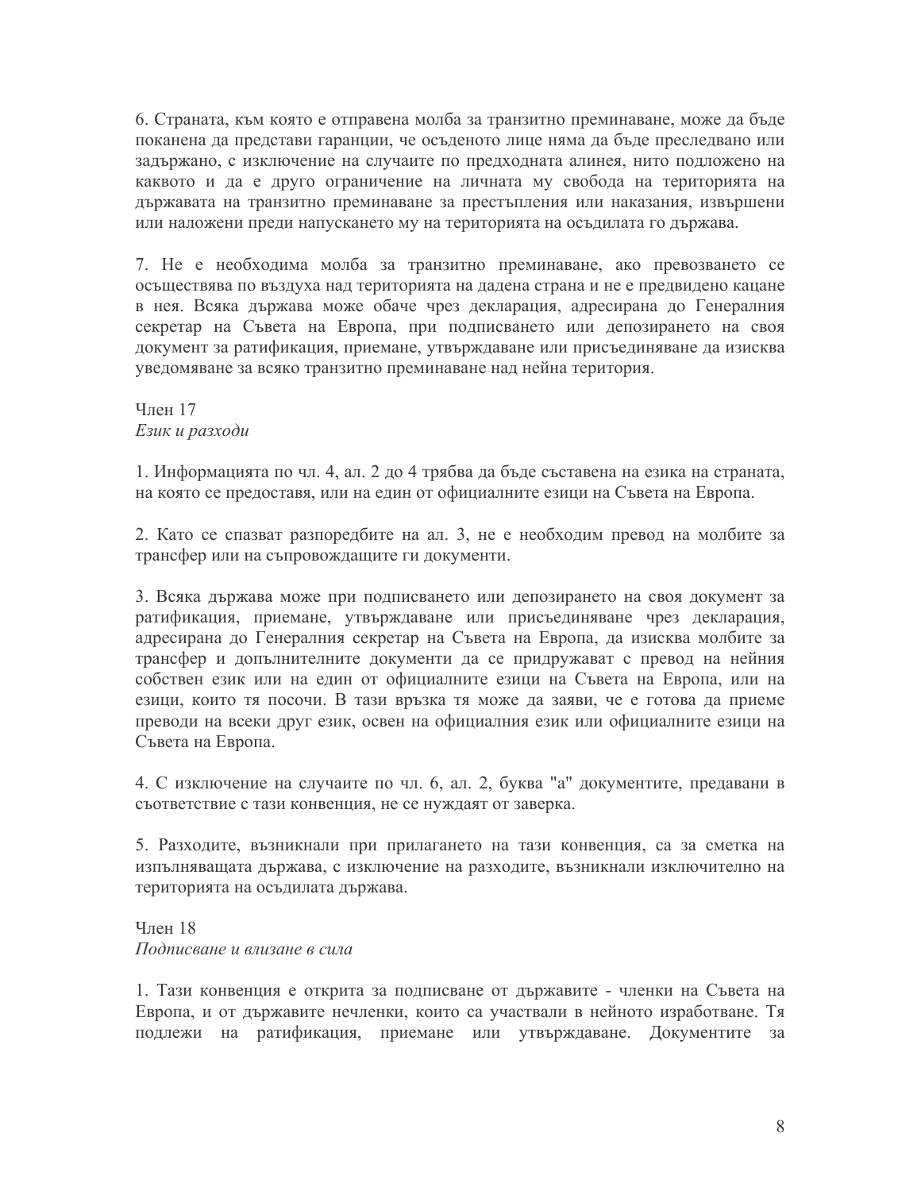6. Страната, към която е отправена молба за транзитно преминаване, може да бъде поканена да представи гаранции, че осъденото лице няма да бъде преследвано или задържано, с изключение на случаите по предходната алинея, нито подложено на каквото и да е друго ограничение на личната му свобода на територията на държавата на транзитно преминаване за престъпления или наказания, извършени или наложени преди напускането му на територията на осъдилата го държава.

7. Не е необходима молба за транзитно преминаване, ако превозването се осъществява по въздуха над територията на дадена страна и не е предвидено кацане в нея. Всяка държава може обаче чрез декларация, адресирана до Генералния секретар на Съвета на Европа, при подписването или депозирането на своя документ за ратификация, приемане, утвърждаване или присъединяване да изисква уведомяване за всяко транзитно преминаване над нейна територия.

Член 17
*Език и разходи*

1. Информацията по чл. 4, ал. 2 до 4 трябва да бъде съставена на езика на страната, на която се предоставя, или на един от официалните езици на Съвета на Европа.

2. Като се спазват разпоредбите на ал. 3, не е необходим превод на молбите за трансфер или на съпровождащите ги документи.

3. Всяка държава може при подписването или депозирането на своя документ за ратификация, приемане, утвърждаване или присъединяване чрез декларация, адресирана до Генералния секретар на Съвета на Европа, да изисква молбите за трансфер и допълнителните документи да се придружават с превод на нейния собствен език или на един от официалните езици на Съвета на Европа, или на езици, които тя посочи. В тази връзка тя може да заяви, че е готова да приеме преводи на всеки друг език, освен на официалния език или официалните езици на Съвета на Европа.

4. С изключение на случаите по чл. 6, ал. 2, буква "а" документите, предавани в съответствие с тази конвенция, не се нуждаят от заверка.

5. Разходите, възникнали при прилагането на тази конвенция, са за сметка на изпълняващата държава, с изключение на разходите, възникнали изключително на територията на осъдилата държава.

Член 18
*Подписване и влизане в сила*

1. Тази конвенция е открита за подписване от държавите - членки на Съвета на Европа, и от държавите нечленки, които са участвали в нейното изработване. Тя подлежи на ратификация, приемане или утвърждаване. Документите за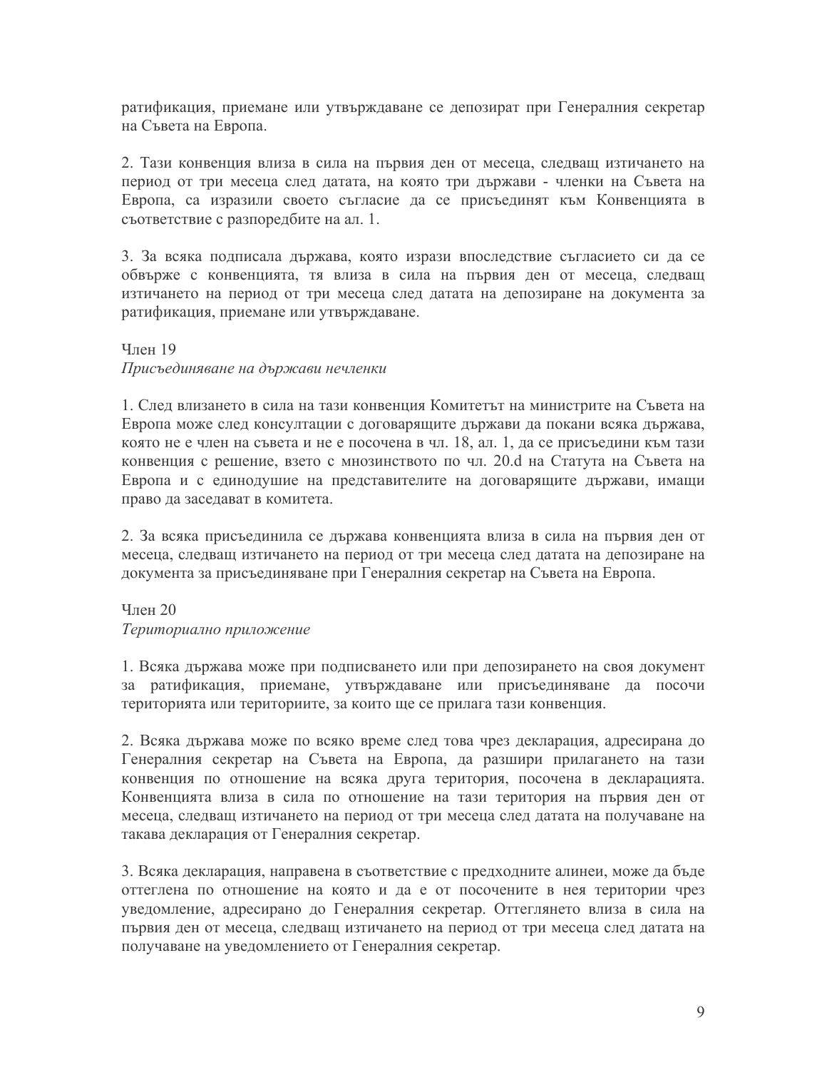ратификация, приемане или утвърждаване се депозират при Генералния секретар на Съвета на Европа.

2. Тази конвенция влиза в сила на първия ден от месеца, следващ изтичането на период от три месеца след датата, на която три държави - членки на Съвета на Европа, са изразили своето съгласие да се присъединят към Конвенцията в съответствие с разпоредбите на ал. 1.

3. За всяка подписала държава, която изрази впоследствие съгласието си да се обвърже с конвенцията, тя влиза в сила на първия ден от месеца, следващ изтичането на период от три месеца след датата на депозиране на документа за ратификация, приемане или утвърждаване.

Член 19
*Присъединяване на държави нечленки*

1. След влизането в сила на тази конвенция Комитетът на министрите на Съвета на Европа може след консултации с договарящите държави да покани всяка държава, която не е член на съвета и не е посочена в чл. 18, ал. 1, да се присъедини към тази конвенция с решение, взето с мнозинството по чл. 20.d на Статута на Съвета на Европа и с единодушие на представителите на договарящите държави, имащи право да заседават в комитета.

2. За всяка присъединила се държава конвенцията влиза в сила на първия ден от месеца, следващ изтичането на период от три месеца след датата на депозиране на документа за присъединяване при Генералния секретар на Съвета на Европа.

Член 20
*Териториално приложение*

1. Всяка държава може при подписването или при депозирането на своя документ за ратификация, приемане, утвърждаване или присъединяване да посочи територията или териториите, за които ще се прилага тази конвенция.

2. Всяка държава може по всяко време след това чрез декларация, адресирана до Генералния секретар на Съвета на Европа, да разшири прилагането на тази конвенция по отношение на всяка друга територия, посочена в декларацията. Конвенцията влиза в сила по отношение на тази територия на първия ден от месеца, следващ изтичането на период от три месеца след датата на получаване на такава декларация от Генералния секретар.

3. Всяка декларация, направена в съответствие с предходните алинеи, може да бъде оттеглена по отношение на която и да е от посочените в нея територии чрез уведомление, адресирано до Генералния секретар. Оттеглянето влиза в сила на първия ден от месеца, следващ изтичането на период от три месеца след датата на получаване на уведомлението от Генералния секретар.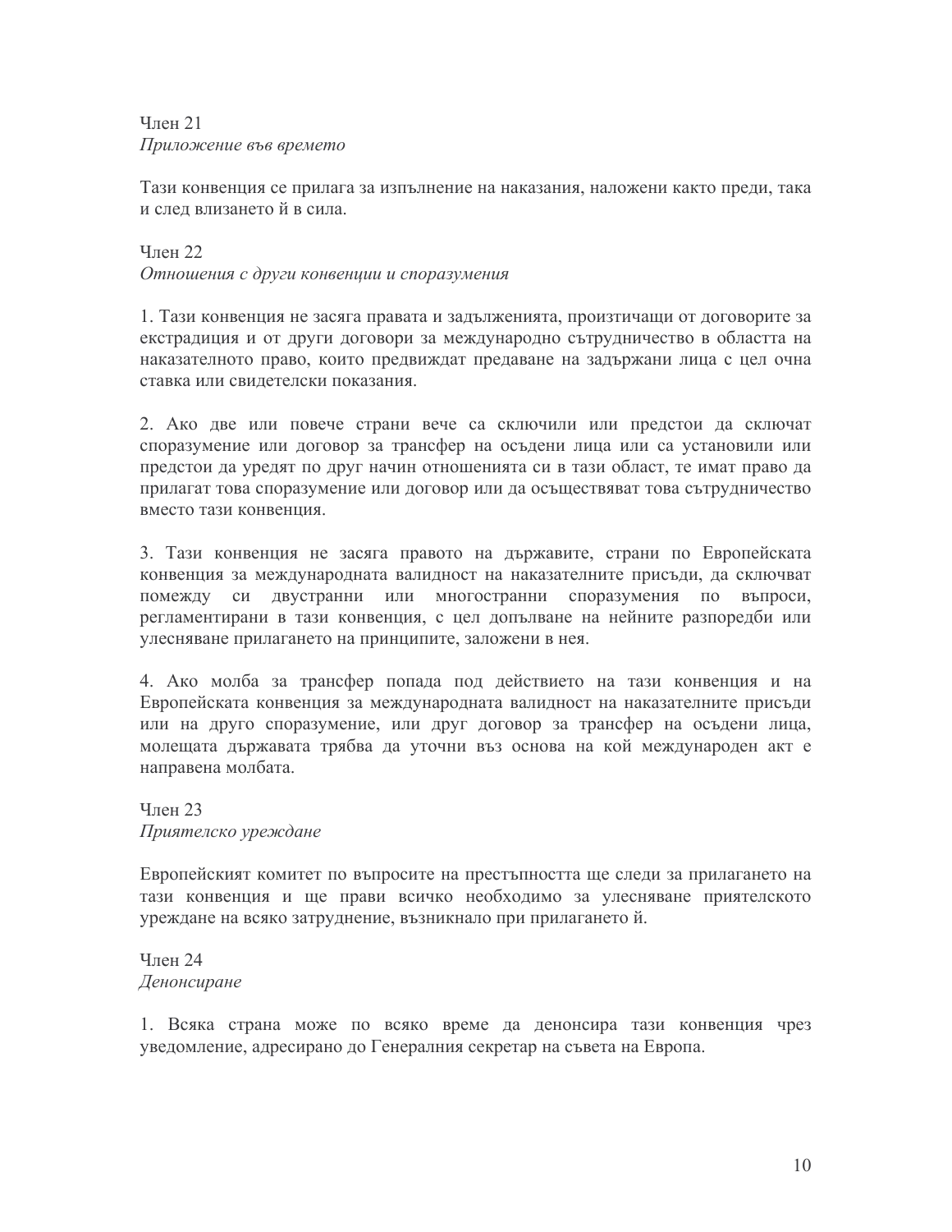Член 21
*Приложение във времето*

Тази конвенция се прилага за изпълнение на наказания, наложени както преди, така и след влизането й в сила.

Член 22
*Отношения с други конвенции и споразумения*

1. Тази конвенция не засяга правата и задълженията, произтичащи от договорите за екстрадиция и от други договори за международно сътрудничество в областта на наказателното право, които предвиждат предаване на задържани лица с цел очна ставка или свидетелски показания.

2. Ако две или повече страни вече са сключили или предстои да сключат споразумение или договор за трансфер на осъдени лица или са установили или предстои да уредят по друг начин отношенията си в тази област, те имат право да прилагат това споразумение или договор или да осъществяват това сътрудничество вместо тази конвенция.

3. Тази конвенция не засяга правото на държавите, страни по Европейската конвенция за международната валидност на наказателните присъди, да сключват помежду си двустранни или многостранни споразумения по въпроси, регламентирани в тази конвенция, с цел допълване на нейните разпоредби или улесняване прилагането на принципите, заложени в нея.

4. Ако молба за трансфер попада под действието на тази конвенция и на Европейската конвенция за международната валидност на наказателните присъди или на друго споразумение, или друг договор за трансфер на осъдени лица, молещата държавата трябва да уточни въз основа на кой международен акт е направена молбата.

Член 23
*Приятелско уреждане*

Европейският комитет по въпросите на престъпността ще следи за прилагането на тази конвенция и ще прави всичко необходимо за улесняване приятелското уреждане на всяко затруднение, възникнало при прилагането й.

Член 24
*Денонсиране*

1. Всяка страна може по всяко време да денонсира тази конвенция чрез уведомление, адресирано до Генералния секретар на съвета на Европа.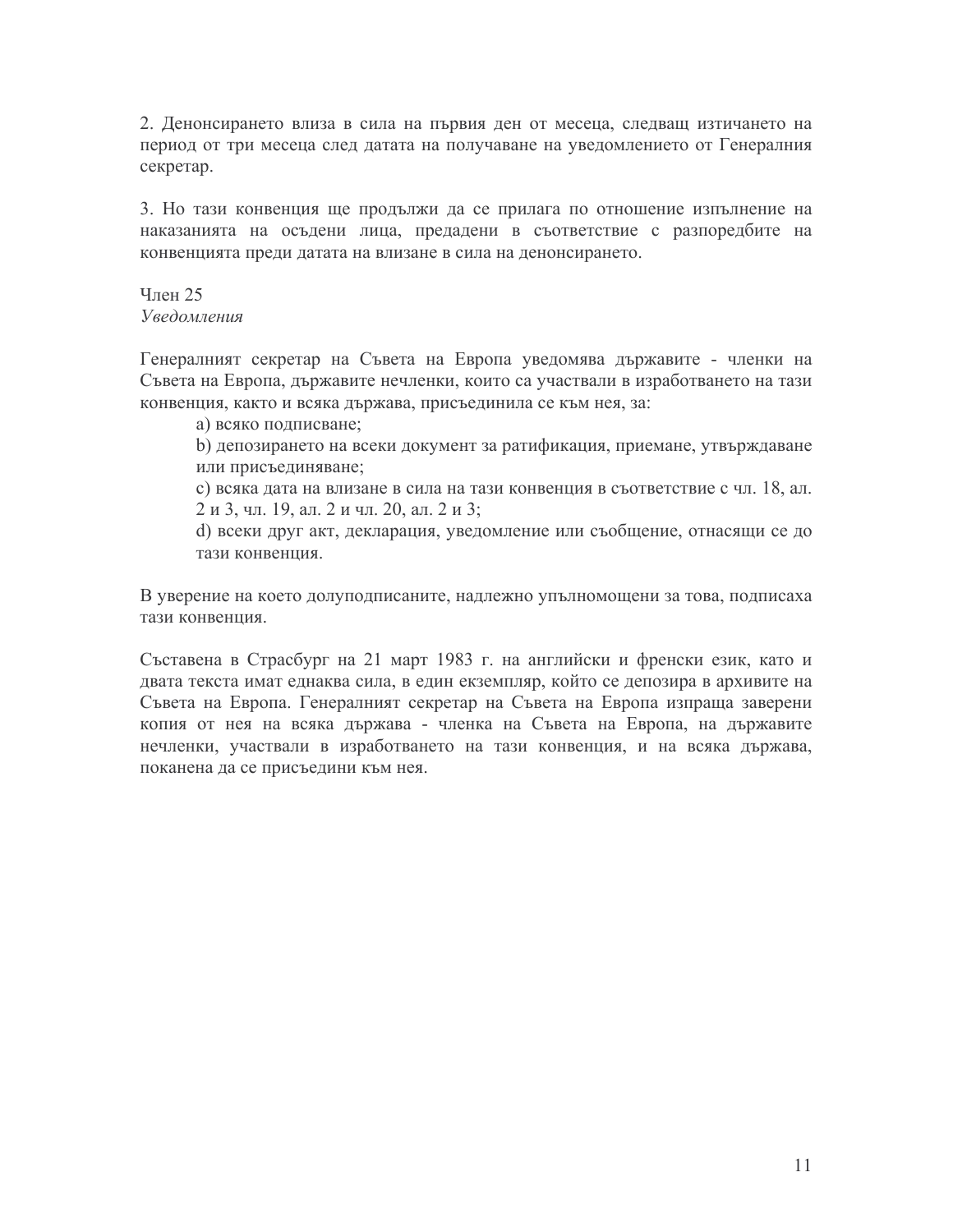2. Денонсирането влиза в сила на първия ден от месеца, следващ изтичането на период от три месеца след датата на получаване на уведомлението от Генералния секретар.

3. Но тази конвенция ще продължи да се прилага по отношение изпълнение на наказанията на осъдени лица, предадени в съответствие с разпоредбите на конвенцията преди датата на влизане в сила на денонсирането.

Член 25
*Уведомления*

Генералният секретар на Съвета на Европа уведомява държавите - членки на Съвета на Европа, държавите нечленки, които са участвали в изработването на тази конвенция, както и всяка държава, присъединила се към нея, за:

a) всяко подписване;

b) депозирането на всеки документ за ратификация, приемане, утвърждаване или присъединяване;

c) всяка дата на влизане в сила на тази конвенция в съответствие с чл. 18, ал. 2 и 3, чл. 19, ал. 2 и чл. 20, ал. 2 и 3;

d) всеки друг акт, декларация, уведомление или съобщение, отнасящи се до тази конвенция.

В уверение на което долуподписаните, надлежно упълномощени за това, подписаха тази конвенция.

Съставена в Страсбург на 21 март 1983 г. на английски и френски език, като и двата текста имат еднаква сила, в един екземпляр, който се депозира в архивите на Съвета на Европа. Генералният секретар на Съвета на Европа изпраща заверени копия от нея на всяка държава - членка на Съвета на Европа, на държавите нечленки, участвали в изработването на тази конвенция, и на всяка държава, поканена да се присъедини към нея.